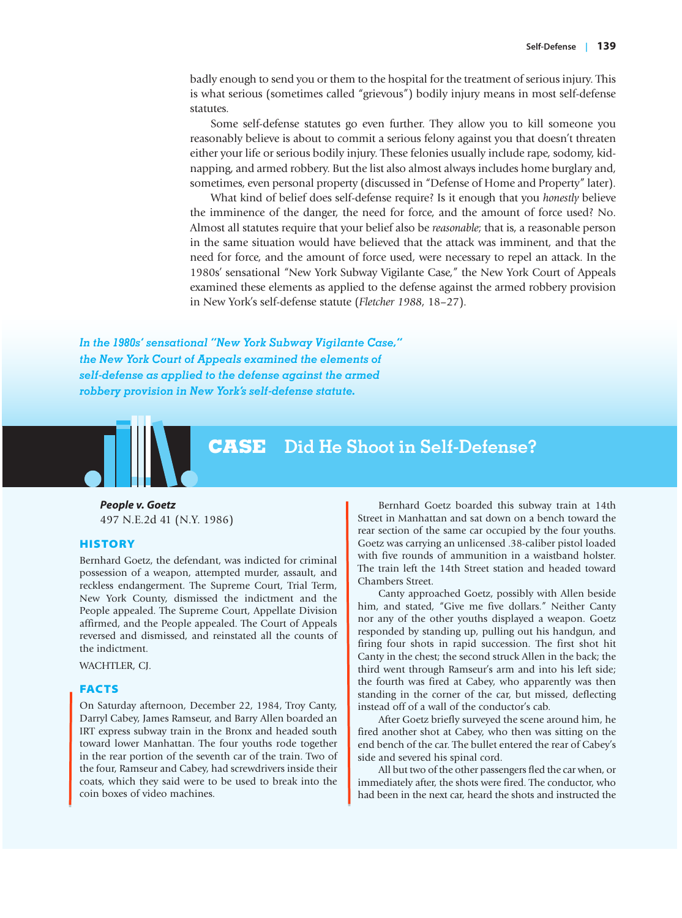badly enough to send you or them to the hospital for the treatment of serious injury. This is what serious (sometimes called "grievous") bodily injury means in most self-defense statutes.

Some self-defense statutes go even further. They allow you to kill someone you reasonably believe is about to commit a serious felony against you that doesn't threaten either your life or serious bodily injury. These felonies usually include rape, sodomy, kidnapping, and armed robbery. But the list also almost always includes home burglary and, sometimes, even personal property (discussed in "Defense of Home and Property" later).

What kind of belief does self-defense require? Is it enough that you *honestly* believe the imminence of the danger, the need for force, and the amount of force used? No. Almost all statutes require that your belief also be *reasonable*; that is, a reasonable person in the same situation would have believed that the attack was imminent, and that the need for force, and the amount of force used, were necessary to repel an attack. In the 1980s' sensational "New York Subway Vigilante Case," the New York Court of Appeals examined these elements as applied to the defense against the armed robbery provision in New York's self-defense statute (*Fletcher* 1988, 18–27).

*In the 1980s' sensational "New York Subway Vigilante Case," the New York Court of Appeals examined the elements of self-defense as applied to the defense against the armed robbery provision in New York's self-defense statute.*

## CASE Did He Shoot in Self-Defense?

***People v. Goetz***
497 N.E.2d 41 (N.Y. 1986)

### HISTORY

Bernhard Goetz, the defendant, was indicted for criminal possession of a weapon, attempted murder, assault, and reckless endangerment. The Supreme Court, Trial Term, New York County, dismissed the indictment and the People appealed. The Supreme Court, Appellate Division affirmed, and the People appealed. The Court of Appeals reversed and dismissed, and reinstated all the counts of the indictment.

WACHTLER, CJ.

### FACTS

On Saturday afternoon, December 22, 1984, Troy Canty, Darryl Cabey, James Ramseur, and Barry Allen boarded an IRT express subway train in the Bronx and headed south toward lower Manhattan. The four youths rode together in the rear portion of the seventh car of the train. Two of the four, Ramseur and Cabey, had screwdrivers inside their coats, which they said were to be used to break into the coin boxes of video machines.

Bernhard Goetz boarded this subway train at 14th Street in Manhattan and sat down on a bench toward the rear section of the same car occupied by the four youths. Goetz was carrying an unlicensed .38-caliber pistol loaded with five rounds of ammunition in a waistband holster. The train left the 14th Street station and headed toward Chambers Street.

Canty approached Goetz, possibly with Allen beside him, and stated, "Give me five dollars." Neither Canty nor any of the other youths displayed a weapon. Goetz responded by standing up, pulling out his handgun, and firing four shots in rapid succession. The first shot hit Canty in the chest; the second struck Allen in the back; the third went through Ramseur's arm and into his left side; the fourth was fired at Cabey, who apparently was then standing in the corner of the car, but missed, deflecting instead off of a wall of the conductor's cab.

After Goetz briefly surveyed the scene around him, he fired another shot at Cabey, who then was sitting on the end bench of the car. The bullet entered the rear of Cabey's side and severed his spinal cord.

All but two of the other passengers fled the car when, or immediately after, the shots were fired. The conductor, who had been in the next car, heard the shots and instructed the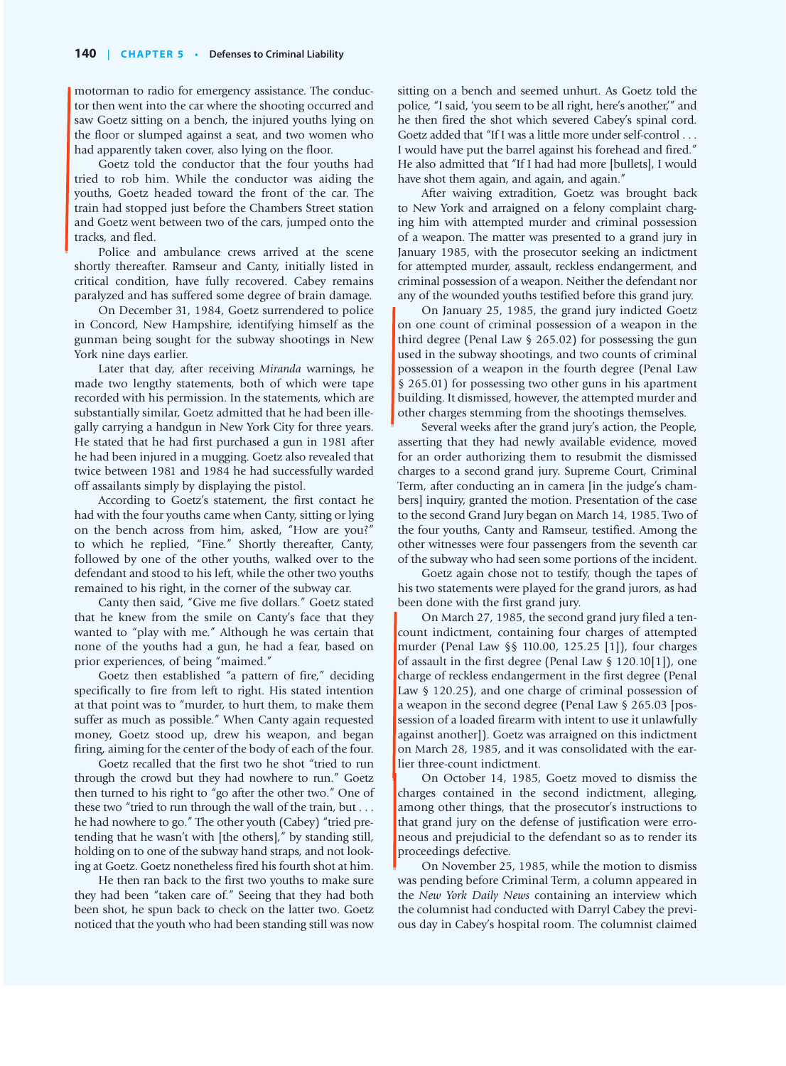motorman to radio for emergency assistance. The conductor then went into the car where the shooting occurred and saw Goetz sitting on a bench, the injured youths lying on the floor or slumped against a seat, and two women who had apparently taken cover, also lying on the floor.

Goetz told the conductor that the four youths had tried to rob him. While the conductor was aiding the youths, Goetz headed toward the front of the car. The train had stopped just before the Chambers Street station and Goetz went between two of the cars, jumped onto the tracks, and fled.

Police and ambulance crews arrived at the scene shortly thereafter. Ramseur and Canty, initially listed in critical condition, have fully recovered. Cabey remains paralyzed and has suffered some degree of brain damage.

On December 31, 1984, Goetz surrendered to police in Concord, New Hampshire, identifying himself as the gunman being sought for the subway shootings in New York nine days earlier.

Later that day, after receiving *Miranda* warnings, he made two lengthy statements, both of which were tape recorded with his permission. In the statements, which are substantially similar, Goetz admitted that he had been illegally carrying a handgun in New York City for three years. He stated that he had first purchased a gun in 1981 after he had been injured in a mugging. Goetz also revealed that twice between 1981 and 1984 he had successfully warded off assailants simply by displaying the pistol.

According to Goetz's statement, the first contact he had with the four youths came when Canty, sitting or lying on the bench across from him, asked, "How are you?" to which he replied, "Fine." Shortly thereafter, Canty, followed by one of the other youths, walked over to the defendant and stood to his left, while the other two youths remained to his right, in the corner of the subway car.

Canty then said, "Give me five dollars." Goetz stated that he knew from the smile on Canty's face that they wanted to "play with me." Although he was certain that none of the youths had a gun, he had a fear, based on prior experiences, of being "maimed."

Goetz then established "a pattern of fire," deciding specifically to fire from left to right. His stated intention at that point was to "murder, to hurt them, to make them suffer as much as possible." When Canty again requested money, Goetz stood up, drew his weapon, and began firing, aiming for the center of the body of each of the four.

Goetz recalled that the first two he shot "tried to run through the crowd but they had nowhere to run." Goetz then turned to his right to "go after the other two." One of these two "tried to run through the wall of the train, but . . . he had nowhere to go." The other youth (Cabey) "tried pretending that he wasn't with [the others]," by standing still, holding on to one of the subway hand straps, and not looking at Goetz. Goetz nonetheless fired his fourth shot at him.

He then ran back to the first two youths to make sure they had been "taken care of." Seeing that they had both been shot, he spun back to check on the latter two. Goetz noticed that the youth who had been standing still was now sitting on a bench and seemed unhurt. As Goetz told the police, "I said, 'you seem to be all right, here's another,'" and he then fired the shot which severed Cabey's spinal cord. Goetz added that "If I was a little more under self-control . . . I would have put the barrel against his forehead and fired." He also admitted that "If I had had more [bullets], I would have shot them again, and again, and again."

After waiving extradition, Goetz was brought back to New York and arraigned on a felony complaint charging him with attempted murder and criminal possession of a weapon. The matter was presented to a grand jury in January 1985, with the prosecutor seeking an indictment for attempted murder, assault, reckless endangerment, and criminal possession of a weapon. Neither the defendant nor any of the wounded youths testified before this grand jury.

On January 25, 1985, the grand jury indicted Goetz on one count of criminal possession of a weapon in the third degree (Penal Law § 265.02) for possessing the gun used in the subway shootings, and two counts of criminal possession of a weapon in the fourth degree (Penal Law § 265.01) for possessing two other guns in his apartment building. It dismissed, however, the attempted murder and other charges stemming from the shootings themselves.

Several weeks after the grand jury's action, the People, asserting that they had newly available evidence, moved for an order authorizing them to resubmit the dismissed charges to a second grand jury. Supreme Court, Criminal Term, after conducting an in camera [in the judge's chambers] inquiry, granted the motion. Presentation of the case to the second Grand Jury began on March 14, 1985. Two of the four youths, Canty and Ramseur, testified. Among the other witnesses were four passengers from the seventh car of the subway who had seen some portions of the incident.

Goetz again chose not to testify, though the tapes of his two statements were played for the grand jurors, as had been done with the first grand jury.

On March 27, 1985, the second grand jury filed a ten-count indictment, containing four charges of attempted murder (Penal Law §§ 110.00, 125.25 [1]), four charges of assault in the first degree (Penal Law § 120.10[1]), one charge of reckless endangerment in the first degree (Penal Law § 120.25), and one charge of criminal possession of a weapon in the second degree (Penal Law § 265.03 [possession of a loaded firearm with intent to use it unlawfully against another]). Goetz was arraigned on this indictment on March 28, 1985, and it was consolidated with the earlier three-count indictment.

On October 14, 1985, Goetz moved to dismiss the charges contained in the second indictment, alleging, among other things, that the prosecutor's instructions to that grand jury on the defense of justification were erroneous and prejudicial to the defendant so as to render its proceedings defective.

On November 25, 1985, while the motion to dismiss was pending before Criminal Term, a column appeared in the *New York Daily News* containing an interview which the columnist had conducted with Darryl Cabey the previous day in Cabey's hospital room. The columnist claimed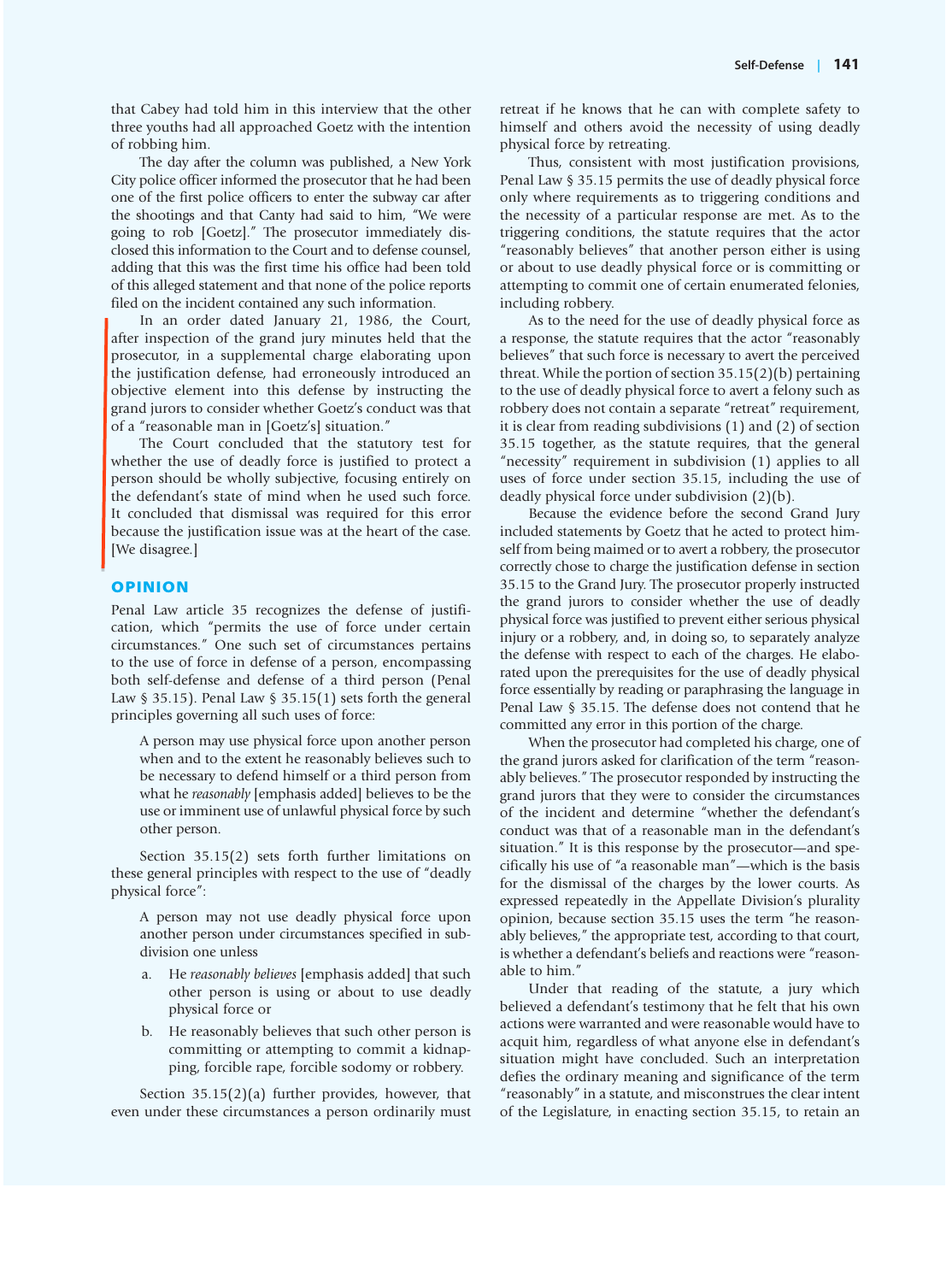that Cabey had told him in this interview that the other three youths had all approached Goetz with the intention of robbing him.

The day after the column was published, a New York City police officer informed the prosecutor that he had been one of the first police officers to enter the subway car after the shootings and that Canty had said to him, "We were going to rob [Goetz]." The prosecutor immediately disclosed this information to the Court and to defense counsel, adding that this was the first time his office had been told of this alleged statement and that none of the police reports filed on the incident contained any such information.

In an order dated January 21, 1986, the Court, after inspection of the grand jury minutes held that the prosecutor, in a supplemental charge elaborating upon the justification defense, had erroneously introduced an objective element into this defense by instructing the grand jurors to consider whether Goetz's conduct was that of a "reasonable man in [Goetz's] situation."

The Court concluded that the statutory test for whether the use of deadly force is justified to protect a person should be wholly subjective, focusing entirely on the defendant's state of mind when he used such force. It concluded that dismissal was required for this error because the justification issue was at the heart of the case. [We disagree.]

## OPINION

Penal Law article 35 recognizes the defense of justification, which "permits the use of force under certain circumstances." One such set of circumstances pertains to the use of force in defense of a person, encompassing both self-defense and defense of a third person (Penal Law § 35.15). Penal Law § 35.15(1) sets forth the general principles governing all such uses of force:

> A person may use physical force upon another person when and to the extent he reasonably believes such to be necessary to defend himself or a third person from what he *reasonably* [emphasis added] believes to be the use or imminent use of unlawful physical force by such other person.

Section 35.15(2) sets forth further limitations on these general principles with respect to the use of "deadly physical force":

> A person may not use deadly physical force upon another person under circumstances specified in subdivision one unless
>
> a. He *reasonably believes* [emphasis added] that such other person is using or about to use deadly physical force or
>
> b. He reasonably believes that such other person is committing or attempting to commit a kidnapping, forcible rape, forcible sodomy or robbery.

Section 35.15(2)(a) further provides, however, that even under these circumstances a person ordinarily must retreat if he knows that he can with complete safety to himself and others avoid the necessity of using deadly physical force by retreating.

Thus, consistent with most justification provisions, Penal Law § 35.15 permits the use of deadly physical force only where requirements as to triggering conditions and the necessity of a particular response are met. As to the triggering conditions, the statute requires that the actor "reasonably believes" that another person either is using or about to use deadly physical force or is committing or attempting to commit one of certain enumerated felonies, including robbery.

As to the need for the use of deadly physical force as a response, the statute requires that the actor "reasonably believes" that such force is necessary to avert the perceived threat. While the portion of section 35.15(2)(b) pertaining to the use of deadly physical force to avert a felony such as robbery does not contain a separate "retreat" requirement, it is clear from reading subdivisions (1) and (2) of section 35.15 together, as the statute requires, that the general "necessity" requirement in subdivision (1) applies to all uses of force under section 35.15, including the use of deadly physical force under subdivision (2)(b).

Because the evidence before the second Grand Jury included statements by Goetz that he acted to protect himself from being maimed or to avert a robbery, the prosecutor correctly chose to charge the justification defense in section 35.15 to the Grand Jury. The prosecutor properly instructed the grand jurors to consider whether the use of deadly physical force was justified to prevent either serious physical injury or a robbery, and, in doing so, to separately analyze the defense with respect to each of the charges. He elaborated upon the prerequisites for the use of deadly physical force essentially by reading or paraphrasing the language in Penal Law § 35.15. The defense does not contend that he committed any error in this portion of the charge.

When the prosecutor had completed his charge, one of the grand jurors asked for clarification of the term "reasonably believes." The prosecutor responded by instructing the grand jurors that they were to consider the circumstances of the incident and determine "whether the defendant's conduct was that of a reasonable man in the defendant's situation." It is this response by the prosecutor—and specifically his use of "a reasonable man"—which is the basis for the dismissal of the charges by the lower courts. As expressed repeatedly in the Appellate Division's plurality opinion, because section 35.15 uses the term "he reasonably believes," the appropriate test, according to that court, is whether a defendant's beliefs and reactions were "reasonable to him."

Under that reading of the statute, a jury which believed a defendant's testimony that he felt that his own actions were warranted and were reasonable would have to acquit him, regardless of what anyone else in defendant's situation might have concluded. Such an interpretation defies the ordinary meaning and significance of the term "reasonably" in a statute, and misconstrues the clear intent of the Legislature, in enacting section 35.15, to retain an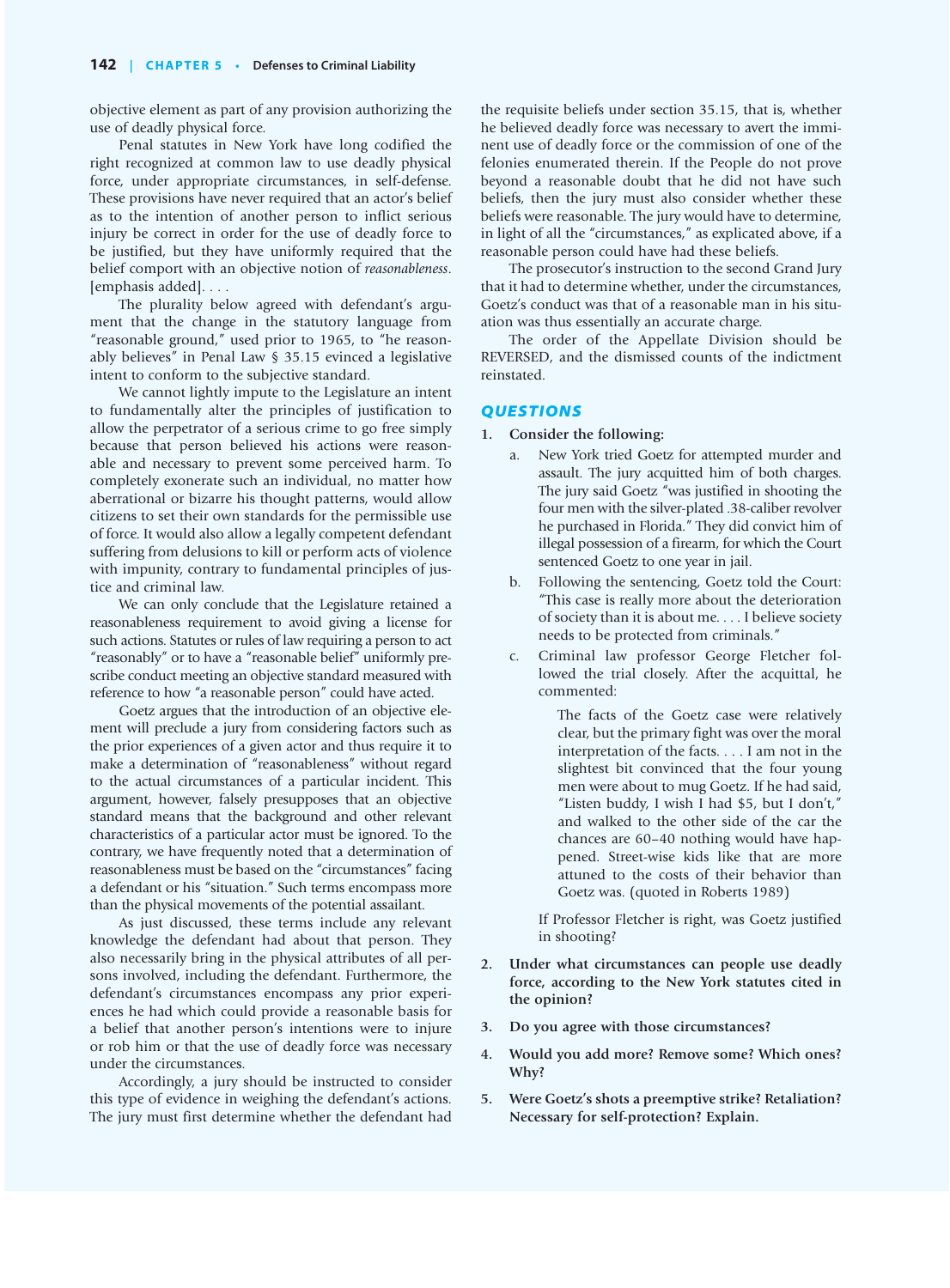objective element as part of any provision authorizing the use of deadly physical force.

Penal statutes in New York have long codified the right recognized at common law to use deadly physical force, under appropriate circumstances, in self-defense. These provisions have never required that an actor's belief as to the intention of another person to inflict serious injury be correct in order for the use of deadly force to be justified, but they have uniformly required that the belief comport with an objective notion of *reasonableness*. [emphasis added]. . . .

The plurality below agreed with defendant's argument that the change in the statutory language from "reasonable ground," used prior to 1965, to "he reasonably believes" in Penal Law § 35.15 evinced a legislative intent to conform to the subjective standard.

We cannot lightly impute to the Legislature an intent to fundamentally alter the principles of justification to allow the perpetrator of a serious crime to go free simply because that person believed his actions were reasonable and necessary to prevent some perceived harm. To completely exonerate such an individual, no matter how aberrational or bizarre his thought patterns, would allow citizens to set their own standards for the permissible use of force. It would also allow a legally competent defendant suffering from delusions to kill or perform acts of violence with impunity, contrary to fundamental principles of justice and criminal law.

We can only conclude that the Legislature retained a reasonableness requirement to avoid giving a license for such actions. Statutes or rules of law requiring a person to act "reasonably" or to have a "reasonable belief" uniformly prescribe conduct meeting an objective standard measured with reference to how "a reasonable person" could have acted.

Goetz argues that the introduction of an objective element will preclude a jury from considering factors such as the prior experiences of a given actor and thus require it to make a determination of "reasonableness" without regard to the actual circumstances of a particular incident. This argument, however, falsely presupposes that an objective standard means that the background and other relevant characteristics of a particular actor must be ignored. To the contrary, we have frequently noted that a determination of reasonableness must be based on the "circumstances" facing a defendant or his "situation." Such terms encompass more than the physical movements of the potential assailant.

As just discussed, these terms include any relevant knowledge the defendant had about that person. They also necessarily bring in the physical attributes of all persons involved, including the defendant. Furthermore, the defendant's circumstances encompass any prior experiences he had which could provide a reasonable basis for a belief that another person's intentions were to injure or rob him or that the use of deadly force was necessary under the circumstances.

Accordingly, a jury should be instructed to consider this type of evidence in weighing the defendant's actions. The jury must first determine whether the defendant had the requisite beliefs under section 35.15, that is, whether he believed deadly force was necessary to avert the imminent use of deadly force or the commission of one of the felonies enumerated therein. If the People do not prove beyond a reasonable doubt that he did not have such beliefs, then the jury must also consider whether these beliefs were reasonable. The jury would have to determine, in light of all the "circumstances," as explicated above, if a reasonable person could have had these beliefs.

The prosecutor's instruction to the second Grand Jury that it had to determine whether, under the circumstances, Goetz's conduct was that of a reasonable man in his situation was thus essentially an accurate charge.

The order of the Appellate Division should be REVERSED, and the dismissed counts of the indictment reinstated.

## QUESTIONS

1. **Consider the following:**
   a. New York tried Goetz for attempted murder and assault. The jury acquitted him of both charges. The jury said Goetz "was justified in shooting the four men with the silver-plated .38-caliber revolver he purchased in Florida." They did convict him of illegal possession of a firearm, for which the Court sentenced Goetz to one year in jail.
   b. Following the sentencing, Goetz told the Court: "This case is really more about the deterioration of society than it is about me. . . . I believe society needs to be protected from criminals."
   c. Criminal law professor George Fletcher followed the trial closely. After the acquittal, he commented:

      > The facts of the Goetz case were relatively clear, but the primary fight was over the moral interpretation of the facts. . . . I am not in the slightest bit convinced that the four young men were about to mug Goetz. If he had said, "Listen buddy, I wish I had $5, but I don't," and walked to the other side of the car the chances are 60–40 nothing would have happened. Street-wise kids like that are more attuned to the costs of their behavior than Goetz was. (quoted in Roberts 1989)

      If Professor Fletcher is right, was Goetz justified in shooting?
2. **Under what circumstances can people use deadly force, according to the New York statutes cited in the opinion?**
3. **Do you agree with those circumstances?**
4. **Would you add more? Remove some? Which ones? Why?**
5. **Were Goetz's shots a preemptive strike? Retaliation? Necessary for self-protection? Explain.**